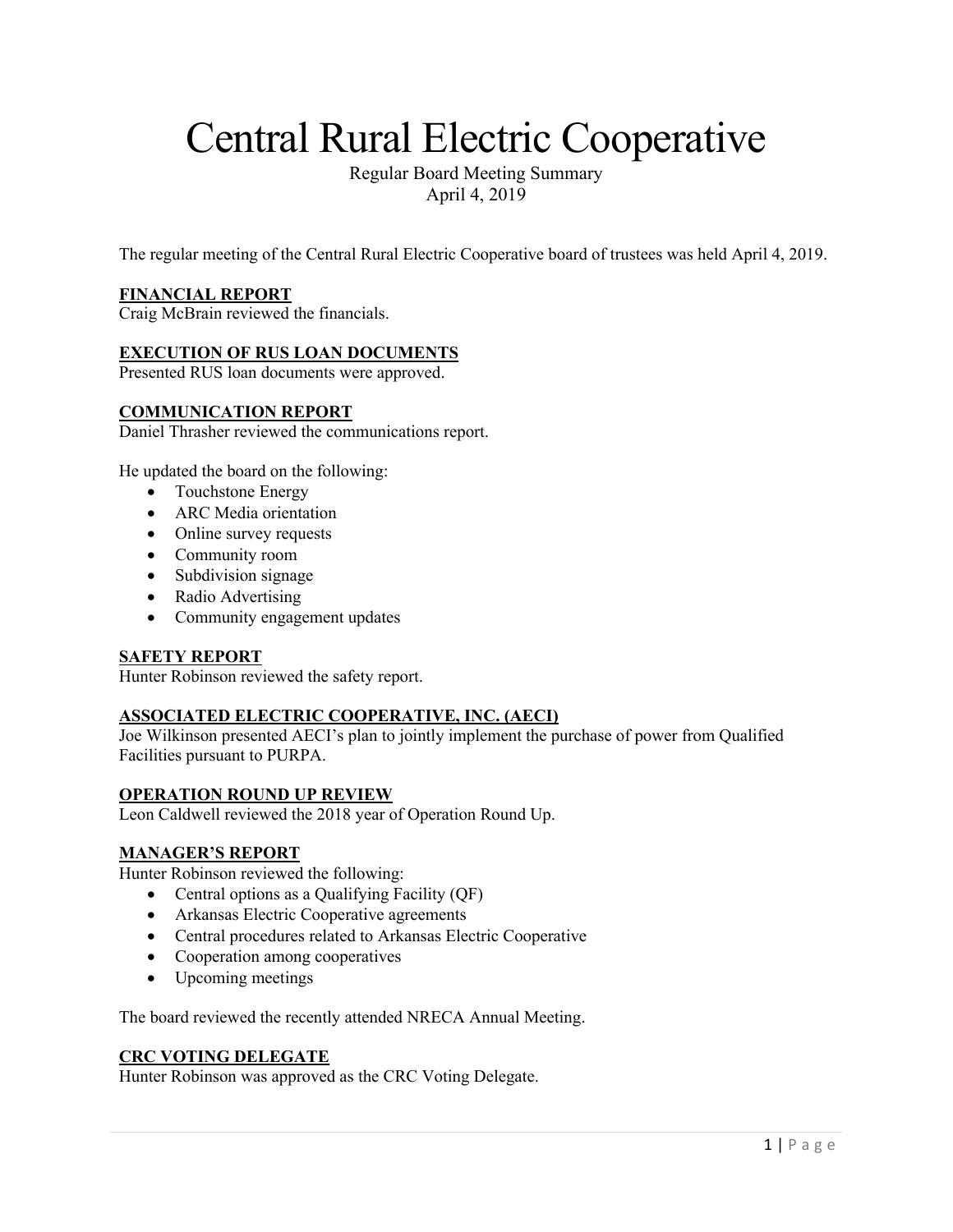# Central Rural Electric Cooperative

Regular Board Meeting Summary
April 4, 2019

The regular meeting of the Central Rural Electric Cooperative board of trustees was held April 4, 2019.

## FINANCIAL REPORT

Craig McBrain reviewed the financials.

## EXECUTION OF RUS LOAN DOCUMENTS

Presented RUS loan documents were approved.

## COMMUNICATION REPORT

Daniel Thrasher reviewed the communications report.

He updated the board on the following:

- Touchstone Energy
- ARC Media orientation
- Online survey requests
- Community room
- Subdivision signage
- Radio Advertising
- Community engagement updates

## SAFETY REPORT

Hunter Robinson reviewed the safety report.

## ASSOCIATED ELECTRIC COOPERATIVE, INC. (AECI)

Joe Wilkinson presented AECI's plan to jointly implement the purchase of power from Qualified Facilities pursuant to PURPA.

## OPERATION ROUND UP REVIEW

Leon Caldwell reviewed the 2018 year of Operation Round Up.

## MANAGER'S REPORT

Hunter Robinson reviewed the following:

- Central options as a Qualifying Facility (QF)
- Arkansas Electric Cooperative agreements
- Central procedures related to Arkansas Electric Cooperative
- Cooperation among cooperatives
- Upcoming meetings

The board reviewed the recently attended NRECA Annual Meeting.

## CRC VOTING DELEGATE

Hunter Robinson was approved as the CRC Voting Delegate.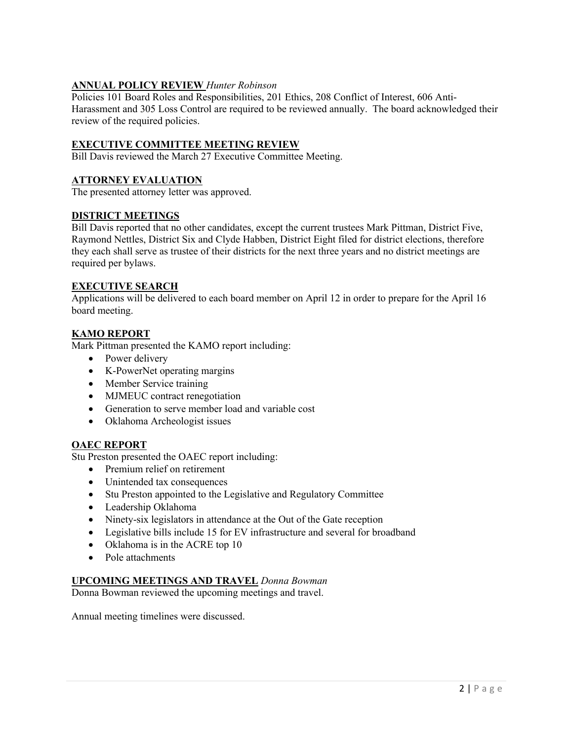**ANNUAL POLICY REVIEW** *Hunter Robinson*

Policies 101 Board Roles and Responsibilities, 201 Ethics, 208 Conflict of Interest, 606 Anti-Harassment and 305 Loss Control are required to be reviewed annually. The board acknowledged their review of the required policies.

**EXECUTIVE COMMITTEE MEETING REVIEW**

Bill Davis reviewed the March 27 Executive Committee Meeting.

**ATTORNEY EVALUATION**

The presented attorney letter was approved.

**DISTRICT MEETINGS**

Bill Davis reported that no other candidates, except the current trustees Mark Pittman, District Five, Raymond Nettles, District Six and Clyde Habben, District Eight filed for district elections, therefore they each shall serve as trustee of their districts for the next three years and no district meetings are required per bylaws.

**EXECUTIVE SEARCH**

Applications will be delivered to each board member on April 12 in order to prepare for the April 16 board meeting.

**KAMO REPORT**

Mark Pittman presented the KAMO report including:

- Power delivery
- K-PowerNet operating margins
- Member Service training
- MJMEUC contract renegotiation
- Generation to serve member load and variable cost
- Oklahoma Archeologist issues

**OAEC REPORT**

Stu Preston presented the OAEC report including:

- Premium relief on retirement
- Unintended tax consequences
- Stu Preston appointed to the Legislative and Regulatory Committee
- Leadership Oklahoma
- Ninety-six legislators in attendance at the Out of the Gate reception
- Legislative bills include 15 for EV infrastructure and several for broadband
- Oklahoma is in the ACRE top 10
- Pole attachments

**UPCOMING MEETINGS AND TRAVEL** *Donna Bowman*

Donna Bowman reviewed the upcoming meetings and travel.

Annual meeting timelines were discussed.